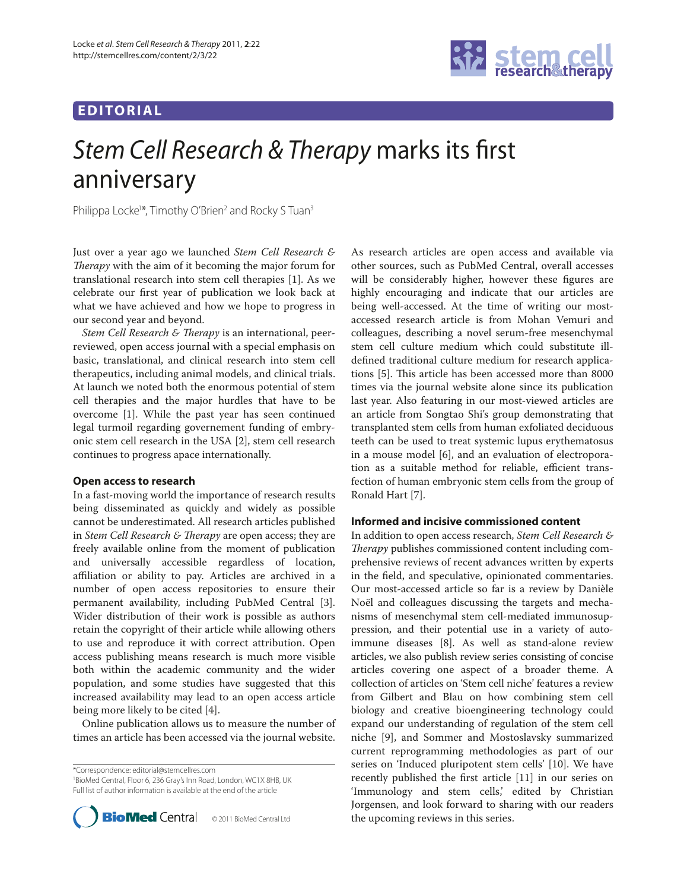EDITORIAL

# *Stem Cell Research & Therapy* marks its first anniversary

Philippa Locke[1]*, Timothy O'Brien[2] and Rocky S Tuan[3]

Just over a year ago we launched *Stem Cell Research & Therapy* with the aim of it becoming the major forum for translational research into stem cell therapies [1]. As we celebrate our first year of publication we look back at what we have achieved and how we hope to progress in our second year and beyond.

*Stem Cell Research & Therapy* is an international, peer-reviewed, open access journal with a special emphasis on basic, translational, and clinical research into stem cell therapeutics, including animal models, and clinical trials. At launch we noted both the enormous potential of stem cell therapies and the major hurdles that have to be overcome [1]. While the past year has seen continued legal turmoil regarding governement funding of embryonic stem cell research in the USA [2], stem cell research continues to progress apace internationally.

## Open access to research

In a fast-moving world the importance of research results being disseminated as quickly and widely as possible cannot be underestimated. All research articles published in *Stem Cell Research & Therapy* are open access; they are freely available online from the moment of publication and universally accessible regardless of location, affiliation or ability to pay. Articles are archived in a number of open access repositories to ensure their permanent availability, including PubMed Central [3]. Wider distribution of their work is possible as authors retain the copyright of their article while allowing others to use and reproduce it with correct attribution. Open access publishing means research is much more visible both within the academic community and the wider population, and some studies have suggested that this increased availability may lead to an open access article being more likely to be cited [4].

Online publication allows us to measure the number of times an article has been accessed via the journal website. As research articles are open access and available via other sources, such as PubMed Central, overall accesses will be considerably higher, however these figures are highly encouraging and indicate that our articles are being well-accessed. At the time of writing our most-accessed research article is from Mohan Vemuri and colleagues, describing a novel serum-free mesenchymal stem cell culture medium which could substitute ill-defined traditional culture medium for research applications [5]. This article has been accessed more than 8000 times via the journal website alone since its publication last year. Also featuring in our most-viewed articles are an article from Songtao Shi's group demonstrating that transplanted stem cells from human exfoliated deciduous teeth can be used to treat systemic lupus erythematosus in a mouse model [6], and an evaluation of electroporation as a suitable method for reliable, efficient transfection of human embryonic stem cells from the group of Ronald Hart [7].

## Informed and incisive commissioned content

In addition to open access research, *Stem Cell Research & Therapy* publishes commissioned content including comprehensive reviews of recent advances written by experts in the field, and speculative, opinionated commentaries. Our most-accessed article so far is a review by Danièle Noël and colleagues discussing the targets and mechanisms of mesenchymal stem cell-mediated immunosuppression, and their potential use in a variety of autoimmune diseases [8]. As well as stand-alone review articles, we also publish review series consisting of concise articles covering one aspect of a broader theme. A collection of articles on 'Stem cell niche' features a review from Gilbert and Blau on how combining stem cell biology and creative bioengineering technology could expand our understanding of regulation of the stem cell niche [9], and Sommer and Mostoslavsky summarized current reprogramming methodologies as part of our series on 'Induced pluripotent stem cells' [10]. We have recently published the first article [11] in our series on 'Immunology and stem cells,' edited by Christian Jorgensen, and look forward to sharing with our readers the upcoming reviews in this series.

*Correspondence: editorial@stemcellres.com
[1]BioMed Central, Floor 6, 236 Gray's Inn Road, London, WC1X 8HB, UK
Full list of author information is available at the end of the article

© 2011 BioMed Central Ltd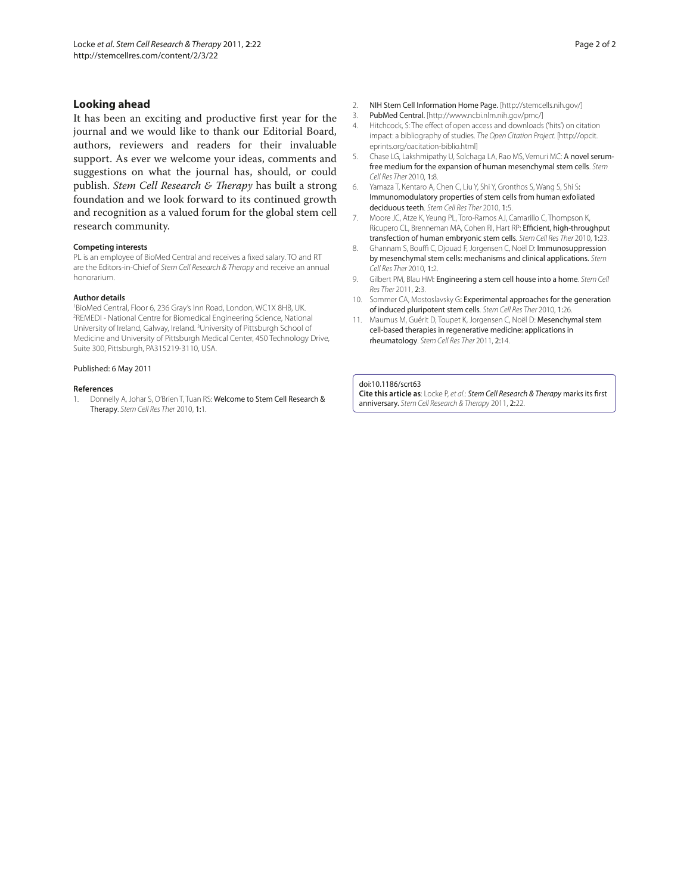## Looking ahead

It has been an exciting and productive first year for the journal and we would like to thank our Editorial Board, authors, reviewers and readers for their invaluable support. As ever we welcome your ideas, comments and suggestions on what the journal has, should, or could publish. *Stem Cell Research & Therapy* has built a strong foundation and we look forward to its continued growth and recognition as a valued forum for the global stem cell research community.

#### Competing interests

PL is an employee of BioMed Central and receives a fixed salary. TO and RT are the Editors-in-Chief of *Stem Cell Research & Therapy* and receive an annual honorarium.

#### Author details

[1]BioMed Central, Floor 6, 236 Gray's Inn Road, London, WC1X 8HB, UK. [2]REMEDI - National Centre for Biomedical Engineering Science, National University of Ireland, Galway, Ireland. [3]University of Pittsburgh School of Medicine and University of Pittsburgh Medical Center, 450 Technology Drive, Suite 300, Pittsburgh, PA315219-3110, USA.

Published: 6 May 2011

#### References

1. Donnelly A, Johar S, O'Brien T, Tuan RS: **Welcome to Stem Cell Research & Therapy**. *Stem Cell Res Ther* 2010, **1**:1.
2. **NIH Stem Cell Information Home Page.** [http://stemcells.nih.gov/]
3. **PubMed Central.** [http://www.ncbi.nlm.nih.gov/pmc/]
4. Hitchcock, S: The effect of open access and downloads ('hits') on citation impact: a bibliography of studies. *The Open Citation Project.* [http://opcit.eprints.org/oacitation-biblio.html]
5. Chase LG, Lakshmipathy U, Solchaga LA, Rao MS, Vemuri MC: **A novel serum-free medium for the expansion of human mesenchymal stem cells**. *Stem Cell Res Ther* 2010, **1**:8.
6. Yamaza T, Kentaro A, Chen C, Liu Y, Shi Y, Gronthos S, Wang S, Shi S: **Immunomodulatory properties of stem cells from human exfoliated deciduous teeth**. *Stem Cell Res Ther* 2010, **1**:5.
7. Moore JC, Atze K, Yeung PL, Toro-Ramos AJ, Camarillo C, Thompson K, Ricupero CL, Brenneman MA, Cohen RI, Hart RP: **Efficient, high-throughput transfection of human embryonic stem cells**. *Stem Cell Res Ther* 2010, **1**:23.
8. Ghannam S, Bouffi C, Djouad F, Jorgensen C, Noël D: **Immunosuppression by mesenchymal stem cells: mechanisms and clinical applications.** *Stem Cell Res Ther* 2010, **1**:2.
9. Gilbert PM, Blau HM: **Engineering a stem cell house into a home**. *Stem Cell Res Ther* 2011, **2**:3.
10. Sommer CA, Mostoslavsky G: **Experimental approaches for the generation of induced pluripotent stem cells**. *Stem Cell Res Ther* 2010, **1**:26.
11. Maumus M, Guérit D, Toupet K, Jorgensen C, Noël D: **Mesenchymal stem cell-based therapies in regenerative medicine: applications in rheumatology**. *Stem Cell Res Ther* 2011, **2**:14.

doi:10.1186/scrt63

**Cite this article as**: Locke P, *et al.*: *Stem Cell Research & Therapy* marks its first anniversary. *Stem Cell Research & Therapy* 2011, **2**:22.